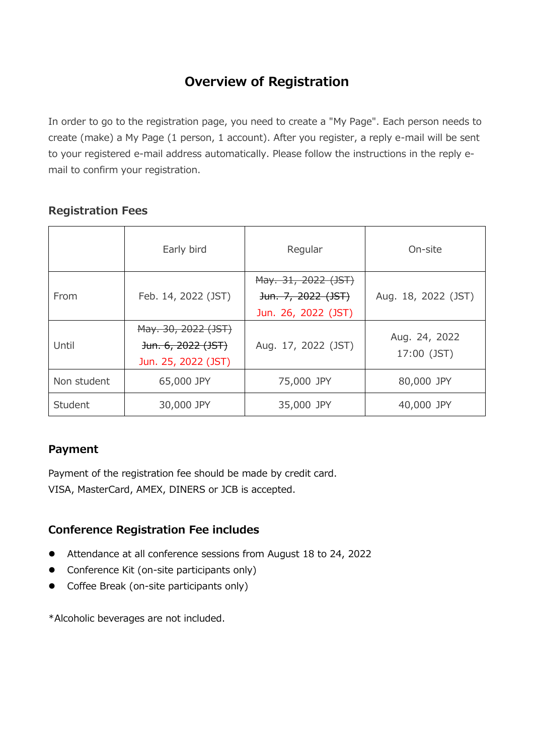# Overview of Registration

In order to go to the registration page, you need to create a "My Page". Each person needs to create (make) a My Page (1 person, 1 account). After you register, a reply e-mail will be sent to your registered e-mail address automatically. Please follow the instructions in the reply e-mail to confirm your registration.

## Registration Fees

| | Early bird | Regular | On-site |
|---|---|---|---|
| From | Feb. 14, 2022 (JST) | ~~May. 31, 2022 (JST)~~ ~~Jun. 7, 2022 (JST)~~ Jun. 26, 2022 (JST) | Aug. 18, 2022 (JST) |
| Until | ~~May. 30, 2022 (JST)~~ ~~Jun. 6, 2022 (JST)~~ Jun. 25, 2022 (JST) | Aug. 17, 2022 (JST) | Aug. 24, 2022 17:00 (JST) |
| Non student | 65,000 JPY | 75,000 JPY | 80,000 JPY |
| Student | 30,000 JPY | 35,000 JPY | 40,000 JPY |

## Payment

Payment of the registration fee should be made by credit card.
VISA, MasterCard, AMEX, DINERS or JCB is accepted.

## Conference Registration Fee includes

- Attendance at all conference sessions from August 18 to 24, 2022
- Conference Kit (on-site participants only)
- Coffee Break (on-site participants only)

*Alcoholic beverages are not included.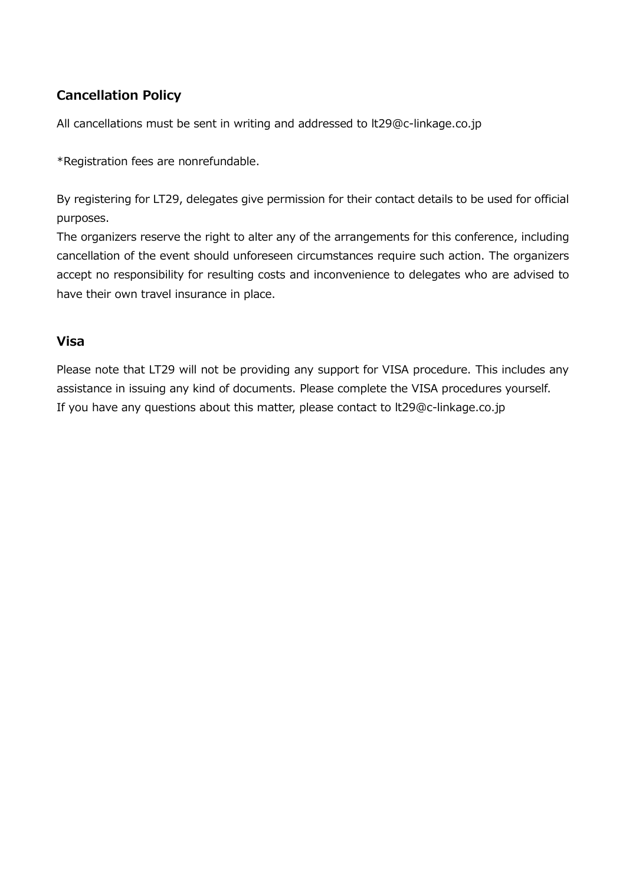## Cancellation Policy

All cancellations must be sent in writing and addressed to lt29@c-linkage.co.jp

*Registration fees are nonrefundable.

By registering for LT29, delegates give permission for their contact details to be used for official purposes.
The organizers reserve the right to alter any of the arrangements for this conference, including cancellation of the event should unforeseen circumstances require such action. The organizers accept no responsibility for resulting costs and inconvenience to delegates who are advised to have their own travel insurance in place.

## Visa

Please note that LT29 will not be providing any support for VISA procedure. This includes any assistance in issuing any kind of documents. Please complete the VISA procedures yourself.
If you have any questions about this matter, please contact to lt29@c-linkage.co.jp